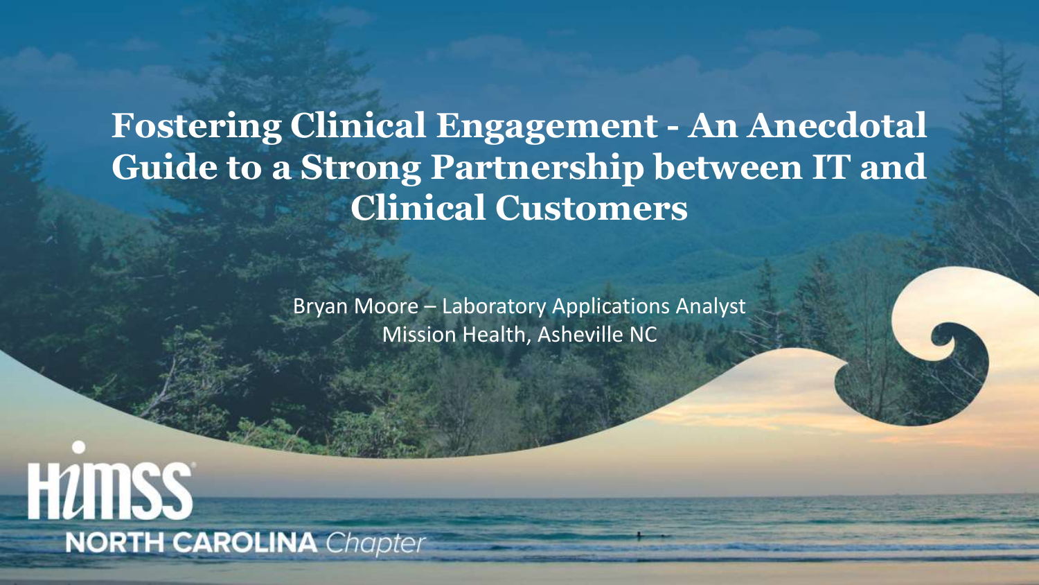# Fostering Clinical Engagement - An Anecdotal Guide to a Strong Partnership between IT and Clinical Customers

Bryan Moore – Laboratory Applications Analyst
Mission Health, Asheville NC

HIMSS NORTH CAROLINA *Chapter*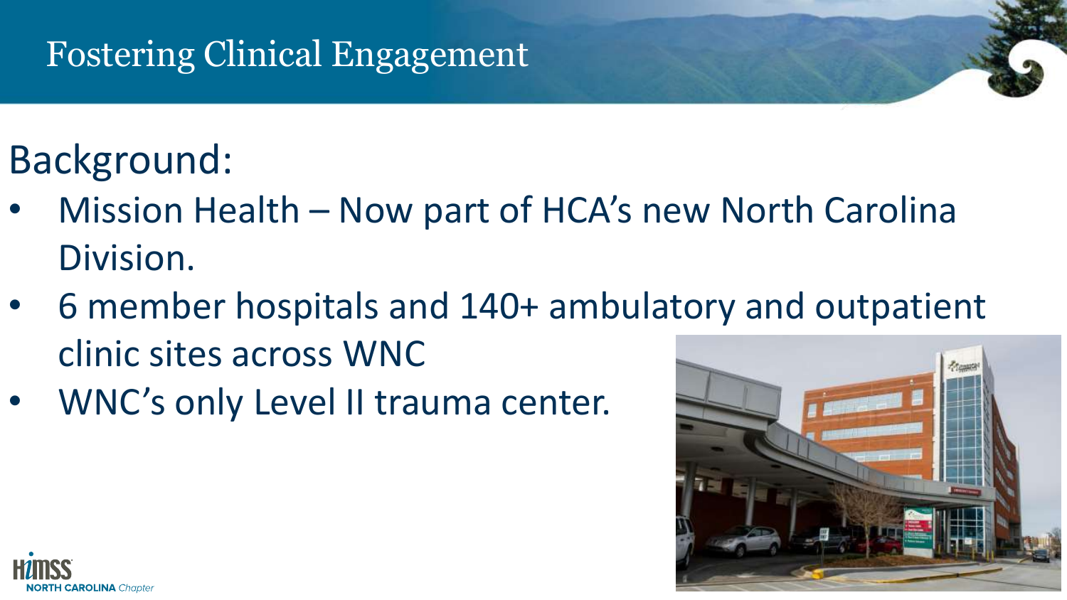# Fostering Clinical Engagement

## Background:

- Mission Health – Now part of HCA's new North Carolina Division.
- 6 member hospitals and 140+ ambulatory and outpatient clinic sites across WNC
- WNC's only Level II trauma center.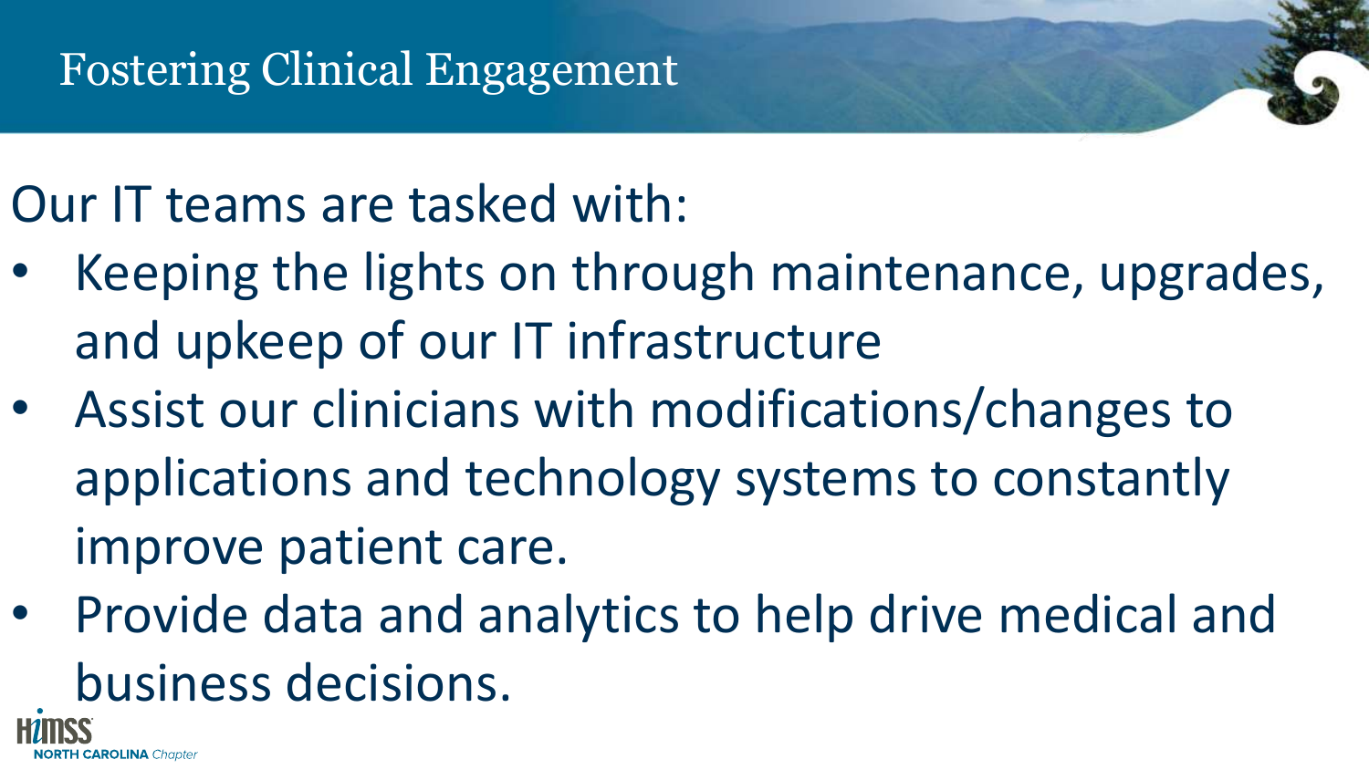# Fostering Clinical Engagement

Our IT teams are tasked with:

- Keeping the lights on through maintenance, upgrades, and upkeep of our IT infrastructure
- Assist our clinicians with modifications/changes to applications and technology systems to constantly improve patient care.
- Provide data and analytics to help drive medical and business decisions.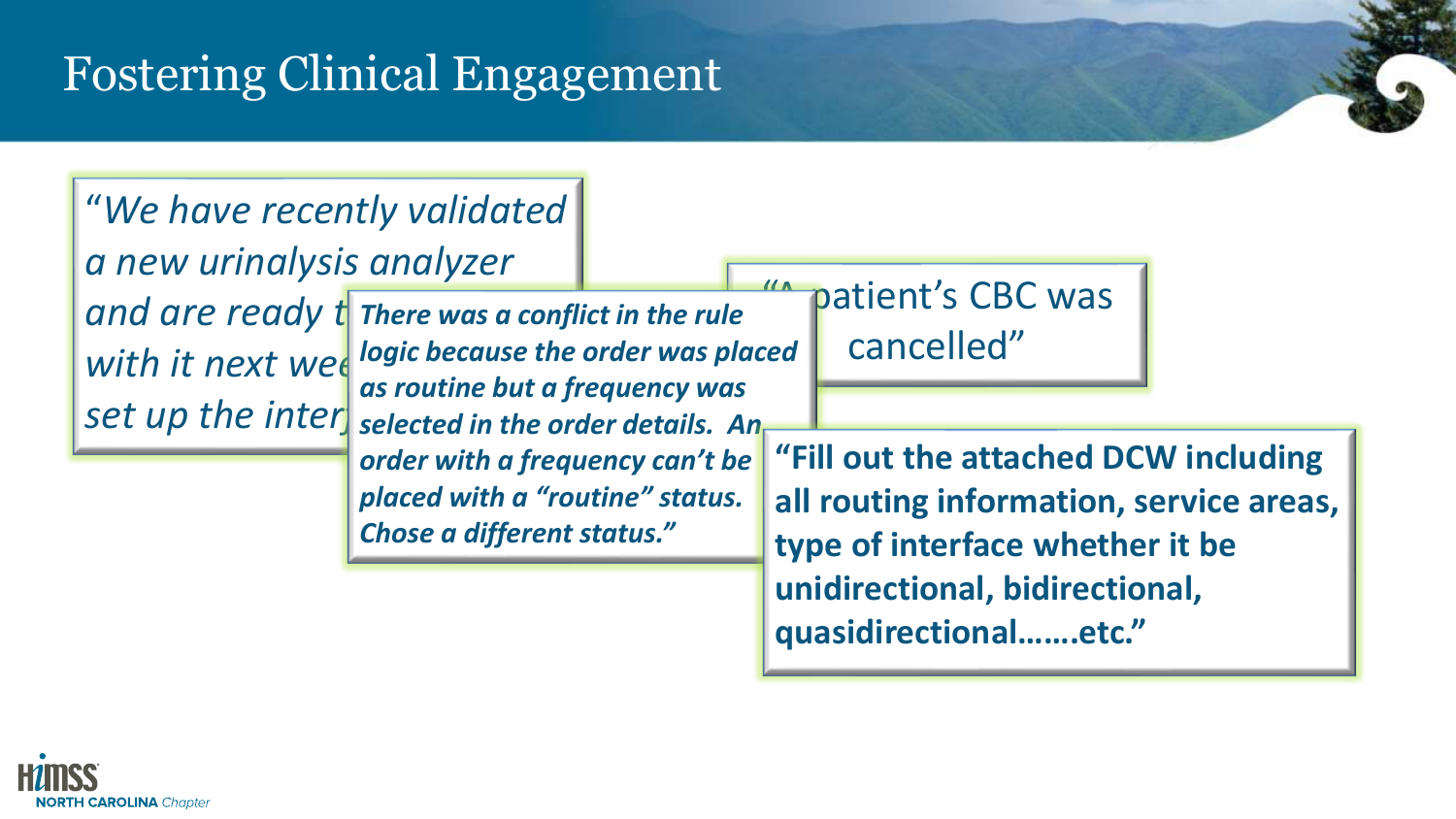# Fostering Clinical Engagement

*"We have recently validated a new urinalysis analyzer and are ready t... with it next wee... set up the inter...*

***There was a conflict in the rule logic because the order was placed as routine but a frequency was selected in the order details. An order with a frequency can't be placed with a "routine" status. Chose a different status."***

"A patient's CBC was cancelled"

**"Fill out the attached DCW including all routing information, service areas, type of interface whether it be unidirectional, bidirectional, quasidirectional…….etc."**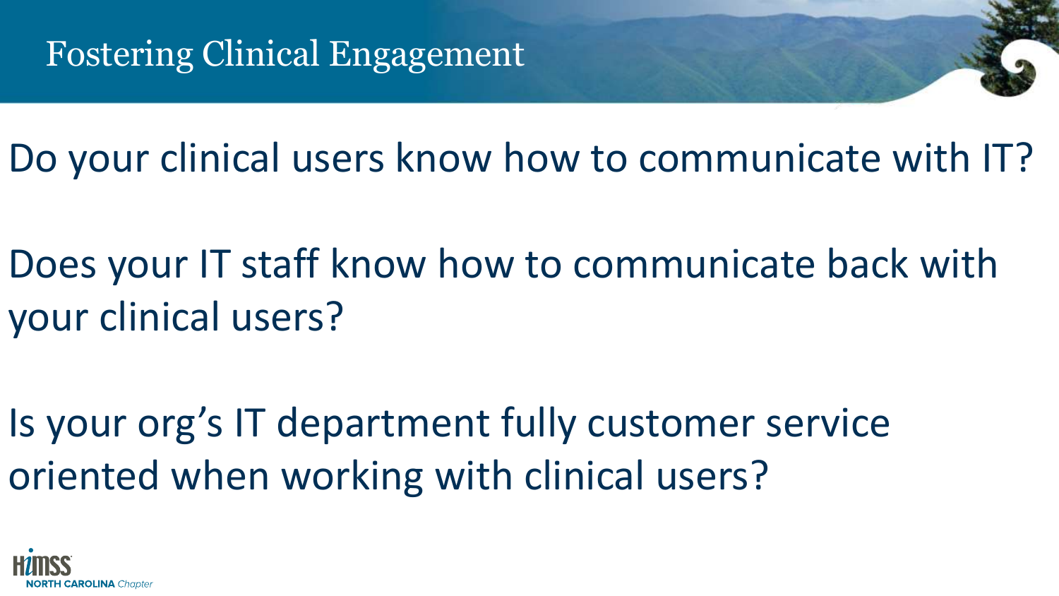# Fostering Clinical Engagement

Do your clinical users know how to communicate with IT?

Does your IT staff know how to communicate back with your clinical users?

Is your org's IT department fully customer service oriented when working with clinical users?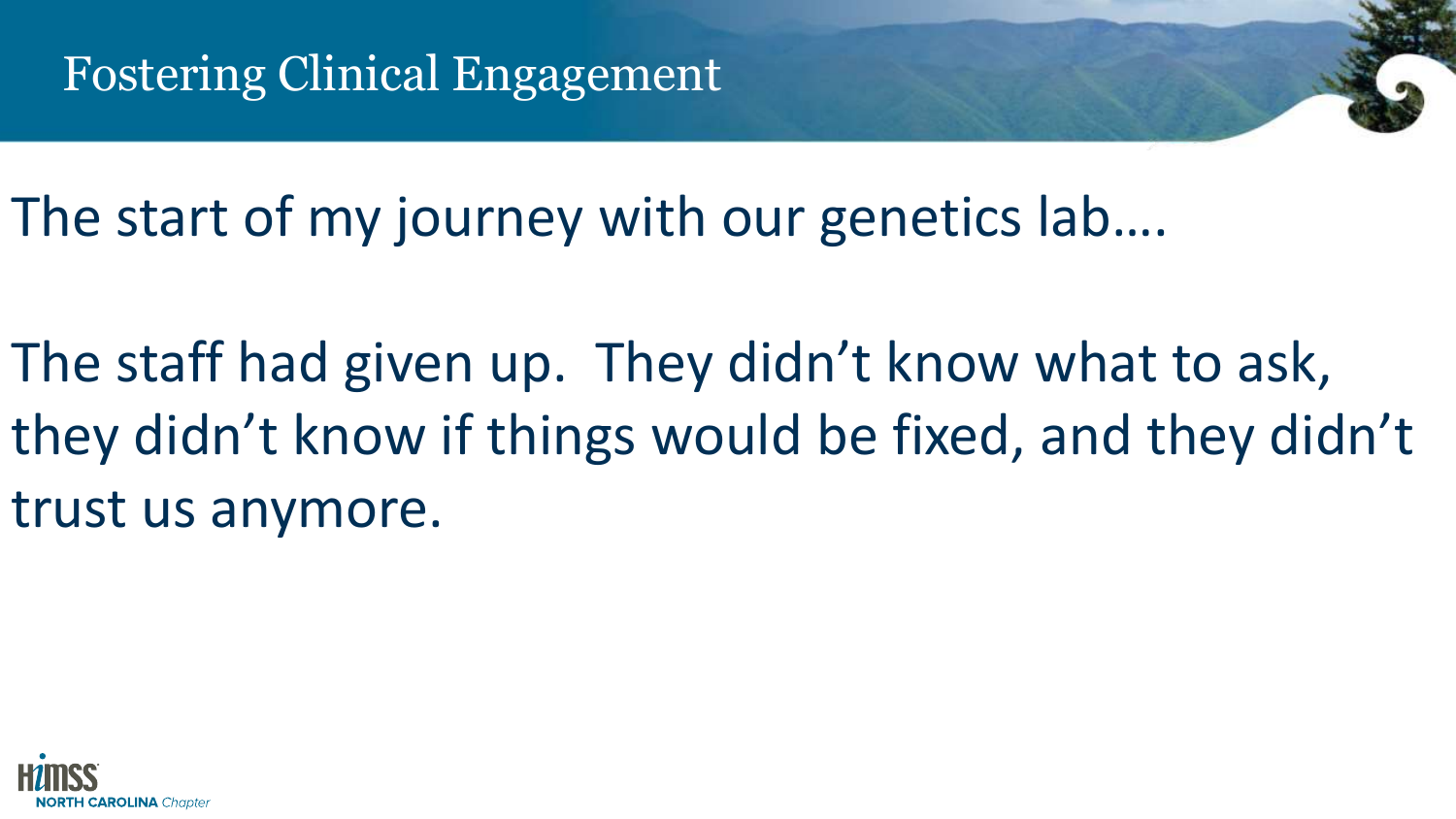# Fostering Clinical Engagement

The start of my journey with our genetics lab….

The staff had given up. They didn't know what to ask, they didn't know if things would be fixed, and they didn't trust us anymore.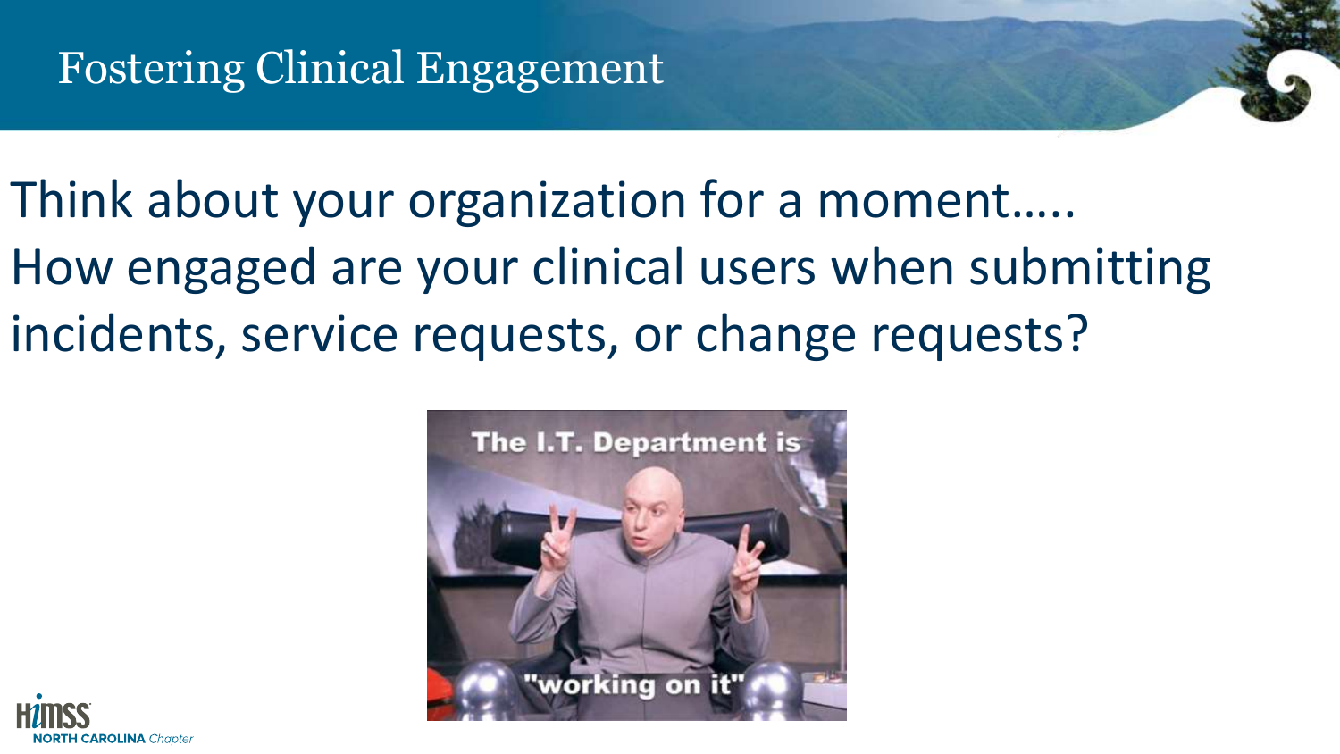# Fostering Clinical Engagement

Think about your organization for a moment…..
How engaged are your clinical users when submitting incidents, service requests, or change requests?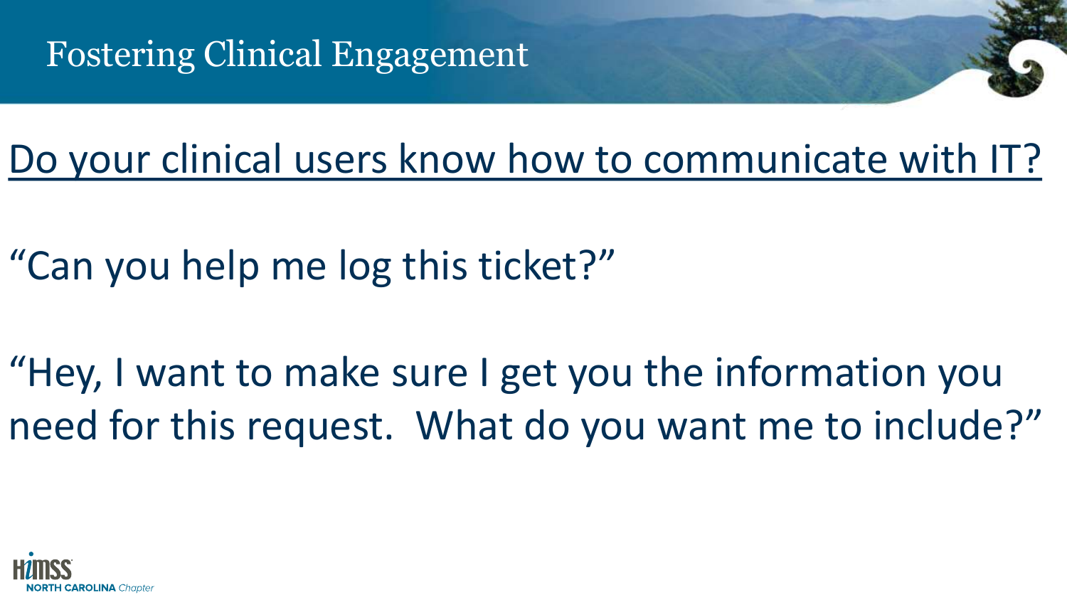# Fostering Clinical Engagement

## Do your clinical users know how to communicate with IT?

"Can you help me log this ticket?"

"Hey, I want to make sure I get you the information you need for this request. What do you want me to include?"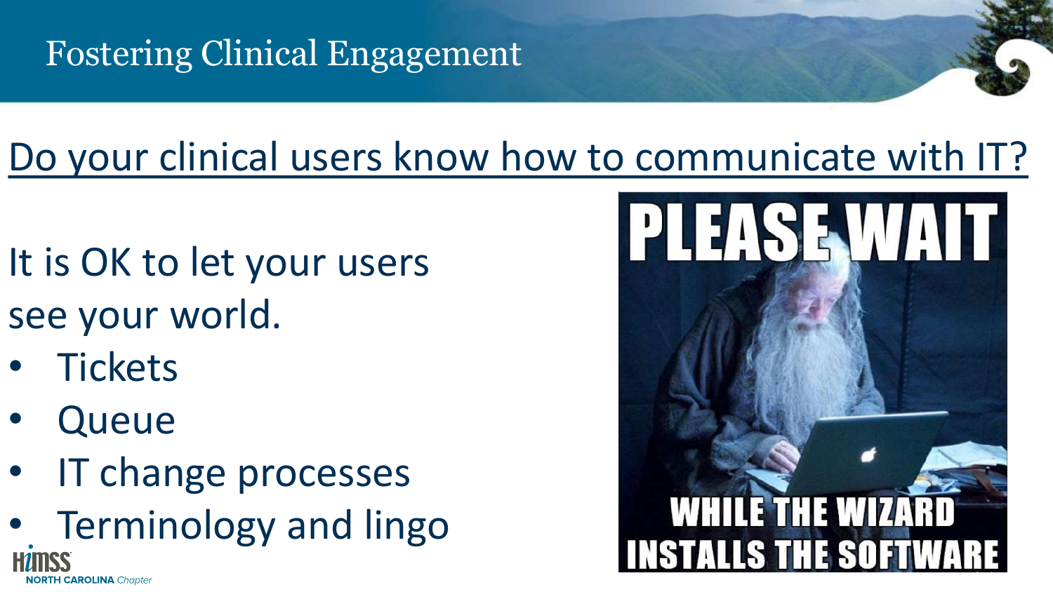# Fostering Clinical Engagement

## Do your clinical users know how to communicate with IT?

It is OK to let your users see your world.

- Tickets
- Queue
- IT change processes
- Terminology and lingo

PLEASE WAIT

WHILE THE WIZARD INSTALLS THE SOFTWARE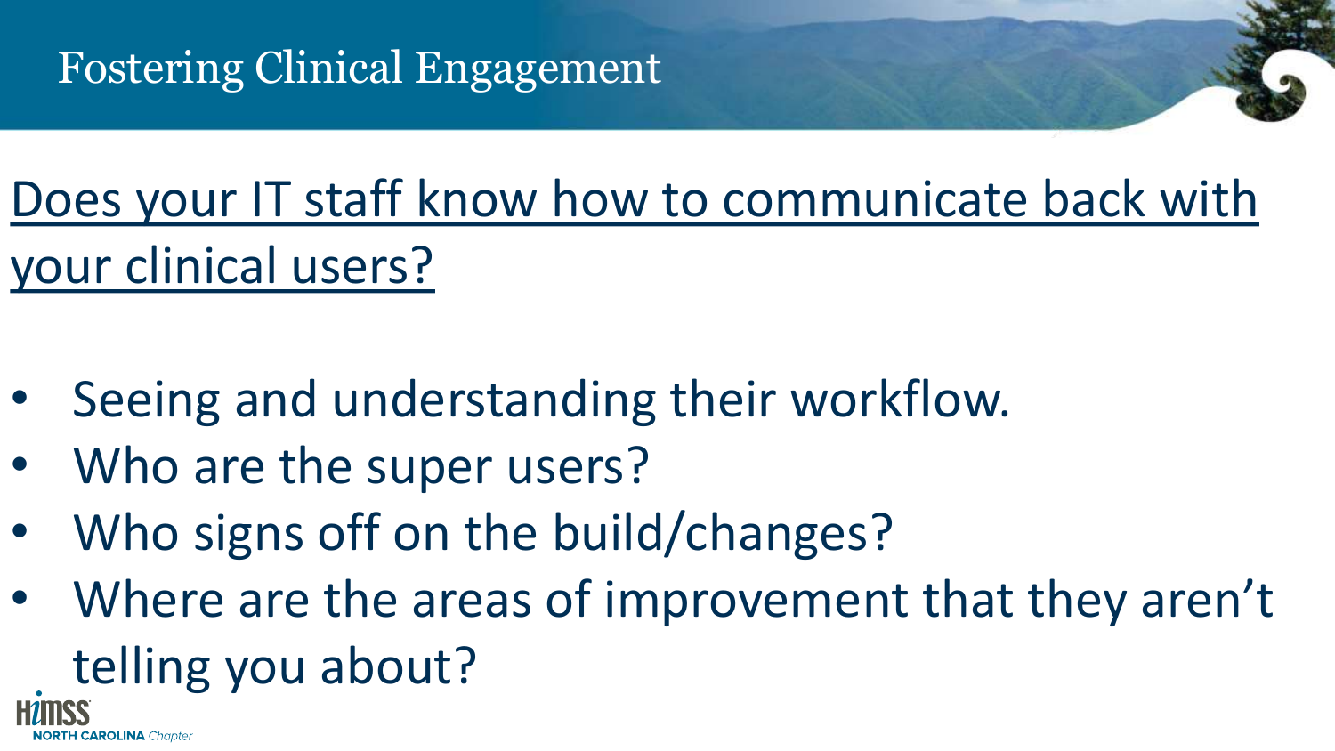# Fostering Clinical Engagement

Does your IT staff know how to communicate back with your clinical users?

- Seeing and understanding their workflow.
- Who are the super users?
- Who signs off on the build/changes?
- Where are the areas of improvement that they aren't telling you about?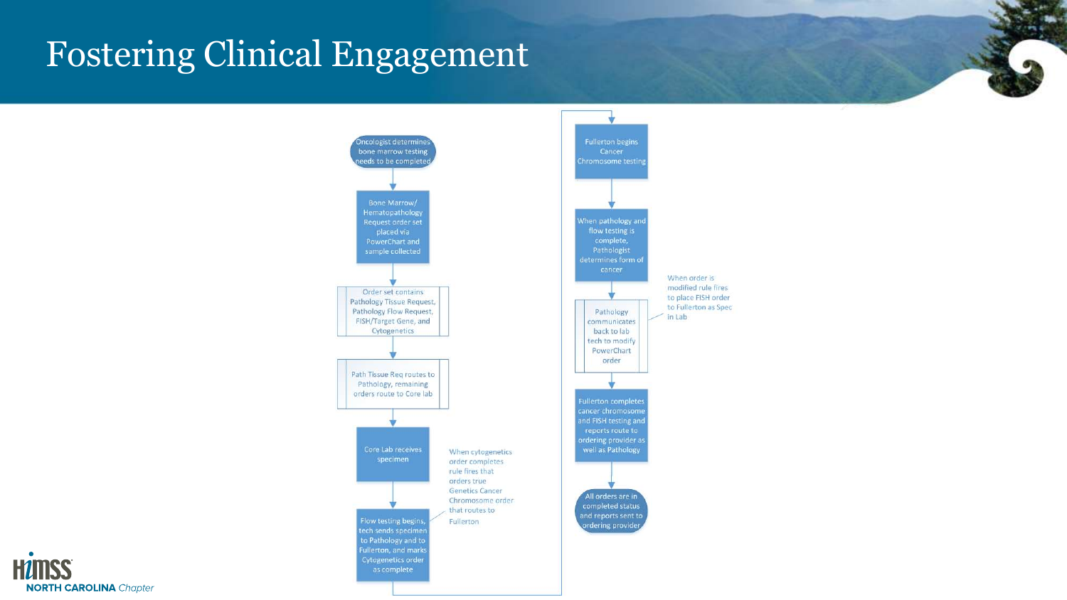# Fostering Clinical Engagement

1. Oncologist determines bone marrow testing needs to be completed
2. Bone Marrow/ Hematopathology Request order set placed via PowerChart and sample collected
3. Order set contains Pathology Tissue Request, Pathology Flow Request, FISH/Target Gene, and Cytogenetics
4. Path Tissue Req routes to Pathology, remaining orders route to Core lab
5. Core Lab receives specimen
6. Flow testing begins, tech sends specimen to Pathology and to Fullerton, and marks Cytogenetics order as complete
   - When cytogenetics order completes rule fires that orders true Genetics Cancer Chromosome order that routes to Fullerton
7. Fullerton begins Cancer Chromosome testing
8. When pathology and flow testing is complete, Pathologist determines form of cancer
9. Pathology communicates back to lab tech to modify PowerChart order
   - When order is modified rule fires to place FISH order to Fullerton as Spec in Lab
10. Fullerton completes cancer chromosome and FISH testing and reports route to ordering provider as well as Pathology
11. All orders are in completed status and reports sent to ordering provider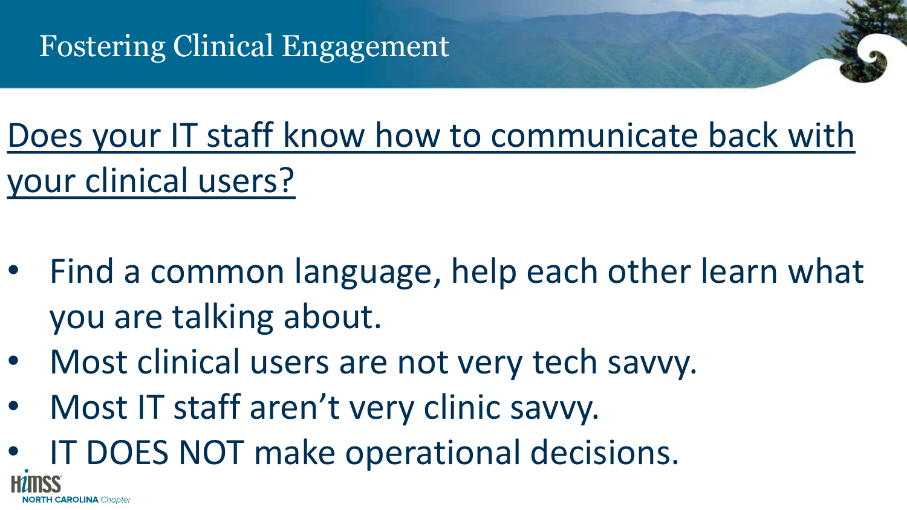# Fostering Clinical Engagement

## Does your IT staff know how to communicate back with your clinical users?

- Find a common language, help each other learn what you are talking about.
- Most clinical users are not very tech savvy.
- Most IT staff aren't very clinic savvy.
- IT DOES NOT make operational decisions.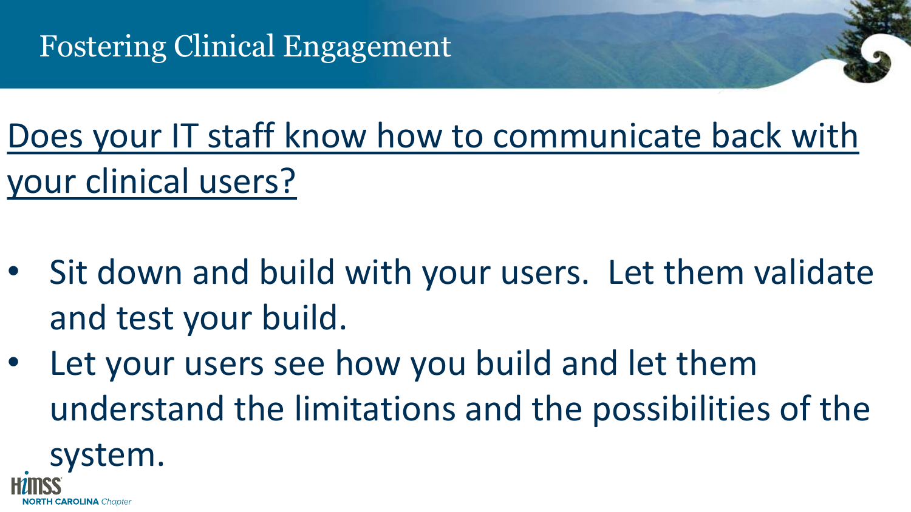# Fostering Clinical Engagement

## Does your IT staff know how to communicate back with your clinical users?

- Sit down and build with your users. Let them validate and test your build.
- Let your users see how you build and let them understand the limitations and the possibilities of the system.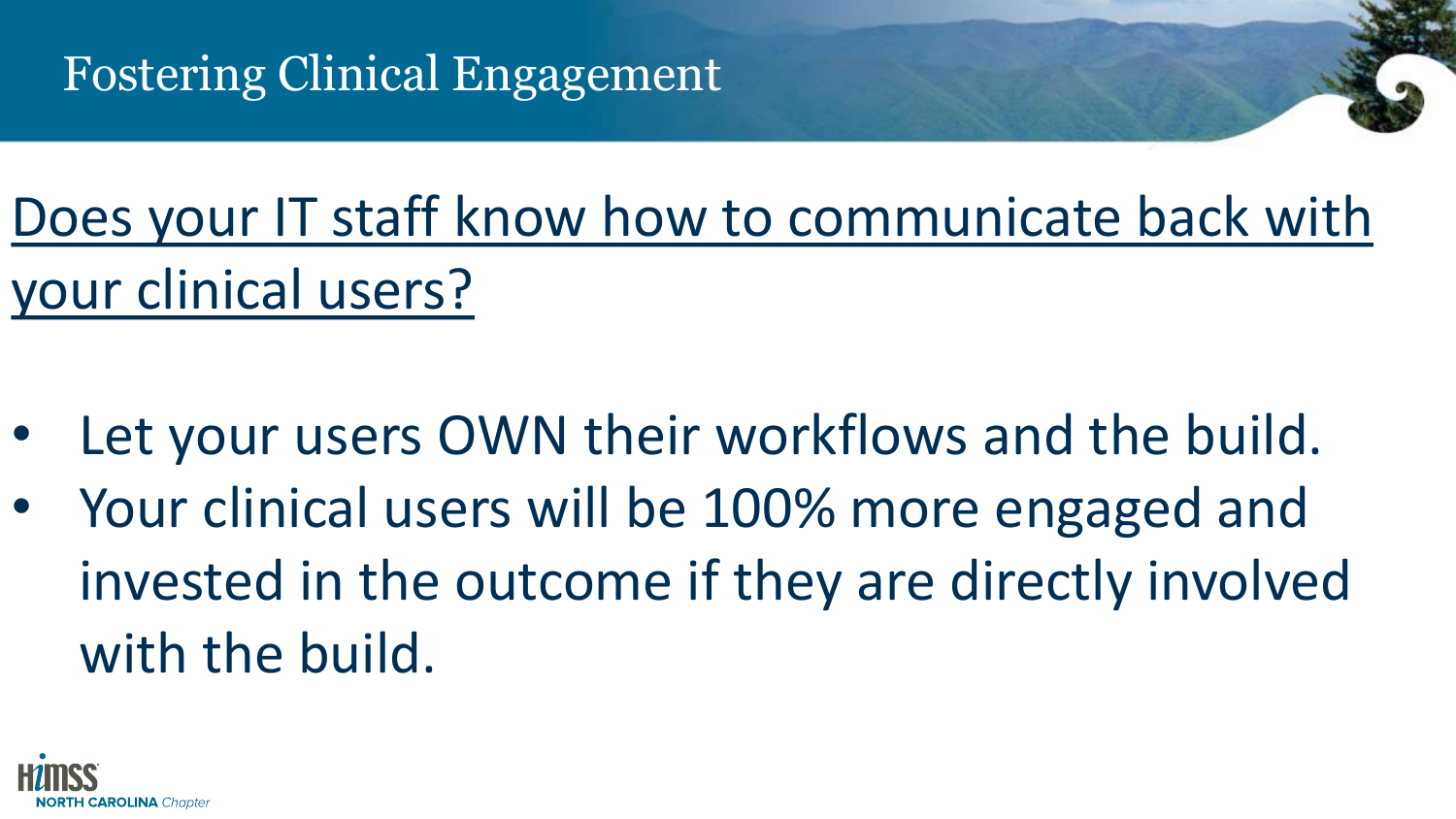# Fostering Clinical Engagement

## Does your IT staff know how to communicate back with your clinical users?

- Let your users OWN their workflows and the build.
- Your clinical users will be 100% more engaged and invested in the outcome if they are directly involved with the build.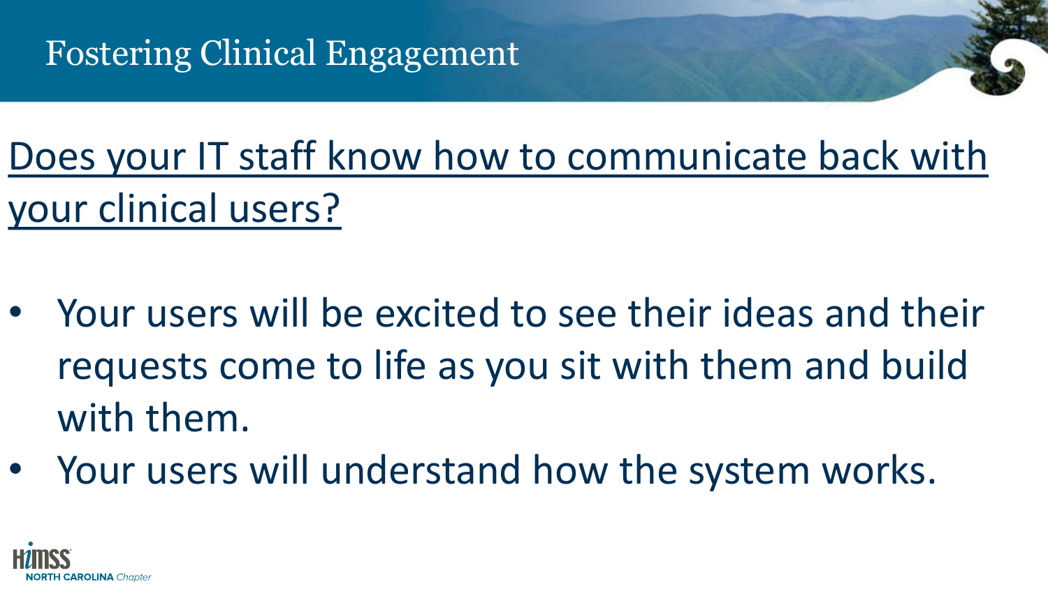# Fostering Clinical Engagement

## Does your IT staff know how to communicate back with your clinical users?

- Your users will be excited to see their ideas and their requests come to life as you sit with them and build with them.
- Your users will understand how the system works.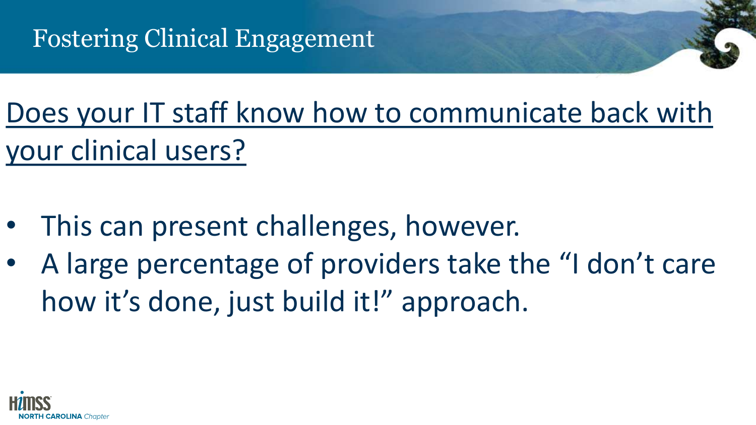# Fostering Clinical Engagement

Does your IT staff know how to communicate back with your clinical users?

- This can present challenges, however.
- A large percentage of providers take the "I don't care how it's done, just build it!" approach.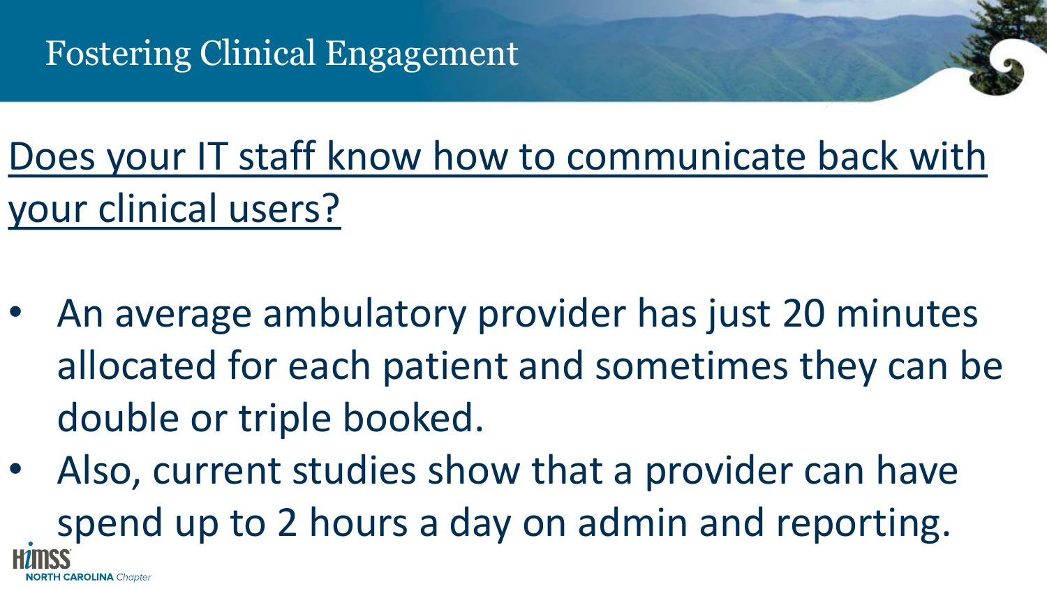# Fostering Clinical Engagement

## Does your IT staff know how to communicate back with your clinical users?

- An average ambulatory provider has just 20 minutes allocated for each patient and sometimes they can be double or triple booked.
- Also, current studies show that a provider can have spend up to 2 hours a day on admin and reporting.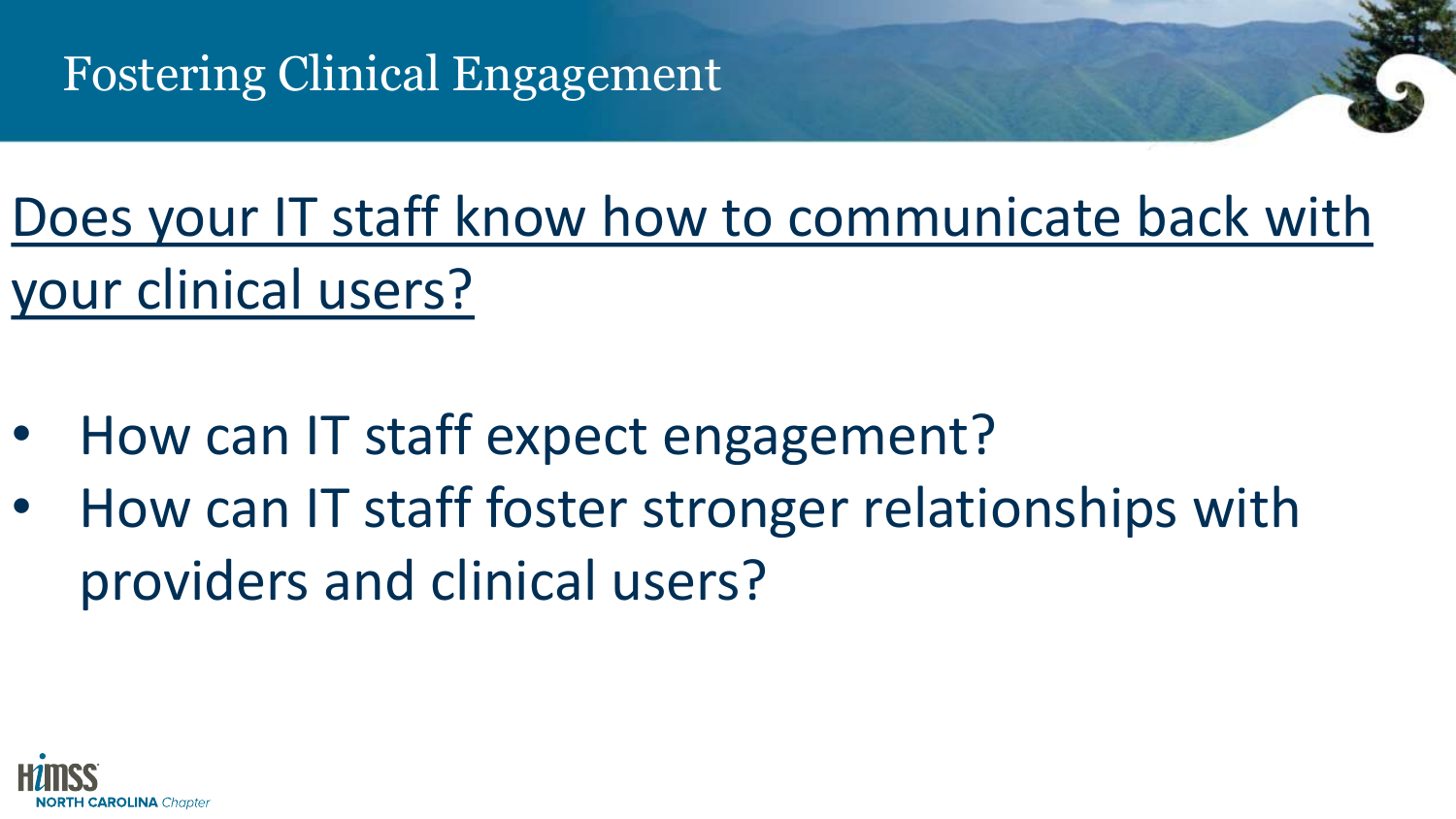# Fostering Clinical Engagement

<u>Does your IT staff know how to communicate back with your clinical users?</u>

- How can IT staff expect engagement?
- How can IT staff foster stronger relationships with providers and clinical users?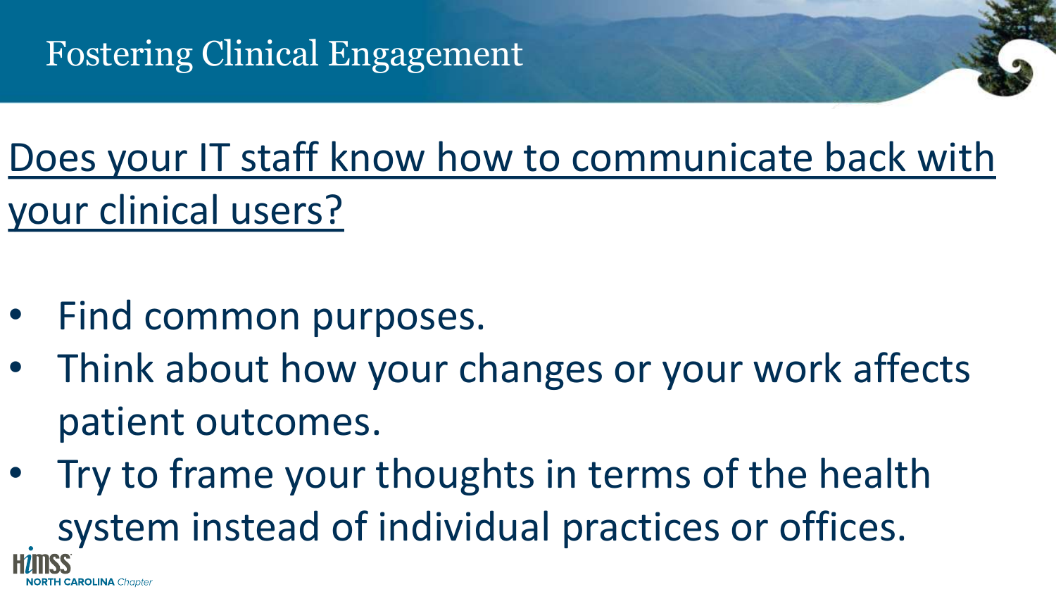# Fostering Clinical Engagement

<u>Does your IT staff know how to communicate back with your clinical users?</u>

- Find common purposes.
- Think about how your changes or your work affects patient outcomes.
- Try to frame your thoughts in terms of the health system instead of individual practices or offices.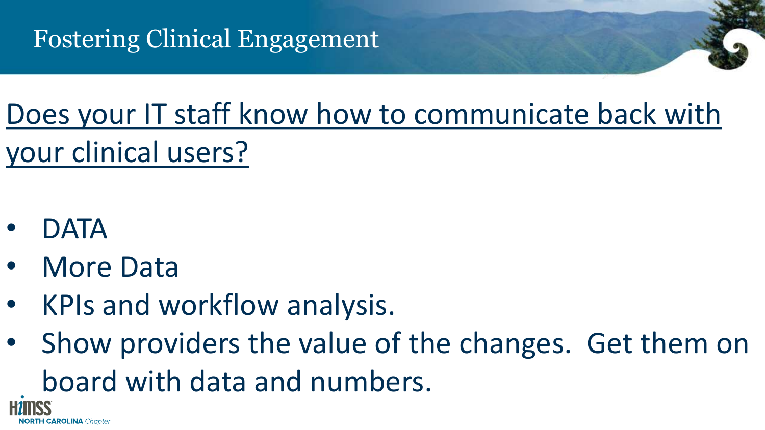# Fostering Clinical Engagement

## Does your IT staff know how to communicate back with your clinical users?

- DATA
- More Data
- KPIs and workflow analysis.
- Show providers the value of the changes. Get them on board with data and numbers.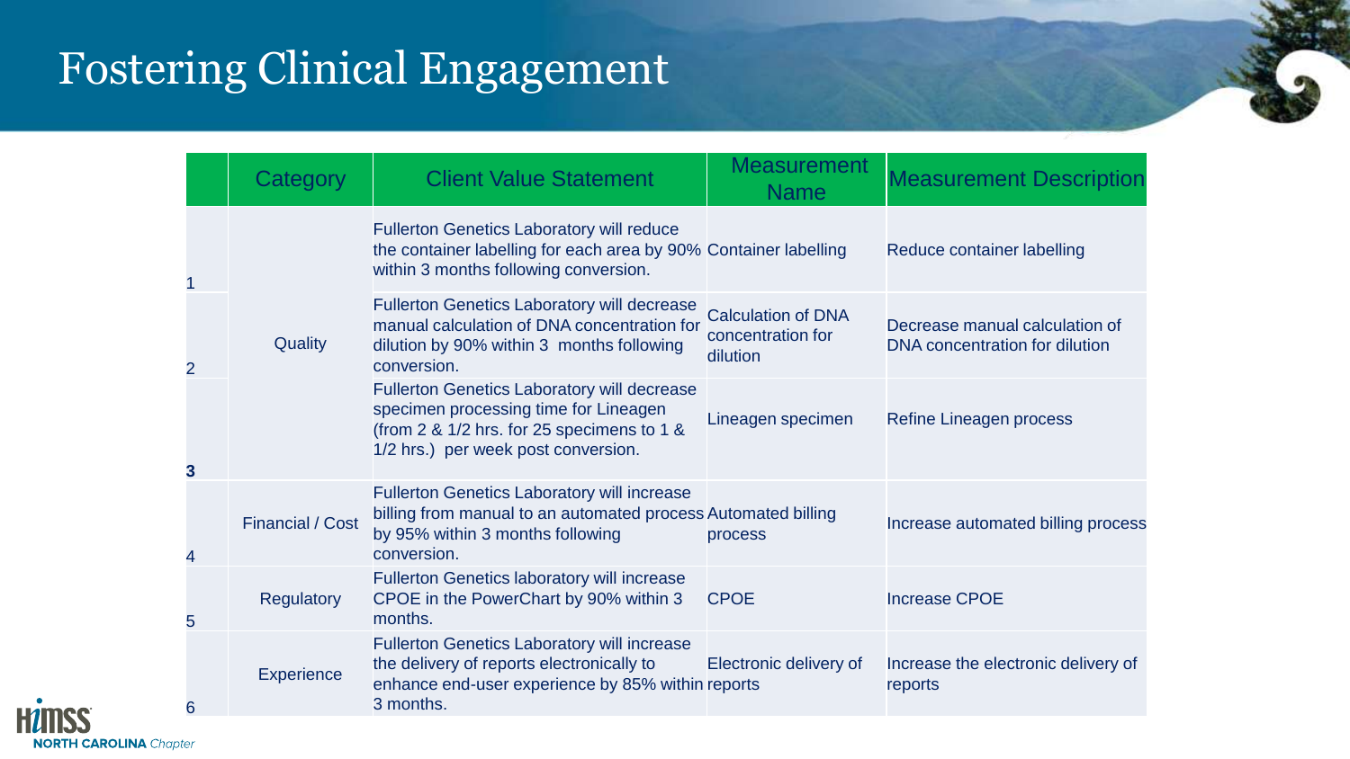# Fostering Clinical Engagement

| | Category | Client Value Statement | Measurement Name | Measurement Description |
|---|---|---|---|---|
| 1 | Quality | Fullerton Genetics Laboratory will reduce the container labelling for each area by 90% within 3 months following conversion. | Container labelling | Reduce container labelling |
| 2 | | Fullerton Genetics Laboratory will decrease manual calculation of DNA concentration for dilution by 90% within 3 months following conversion. | Calculation of DNA concentration for dilution | Decrease manual calculation of DNA concentration for dilution |
| **3** | | Fullerton Genetics Laboratory will decrease specimen processing time for Lineagen (from 2 & 1/2 hrs. for 25 specimens to 1 & 1/2 hrs.) per week post conversion. | Lineagen specimen | Refine Lineagen process |
| 4 | Financial / Cost | Fullerton Genetics Laboratory will increase billing from manual to an automated process by 95% within 3 months following conversion. | Automated billing process | Increase automated billing process |
| 5 | Regulatory | Fullerton Genetics laboratory will increase CPOE in the PowerChart by 90% within 3 months. | CPOE | Increase CPOE |
| 6 | Experience | Fullerton Genetics Laboratory will increase the delivery of reports electronically to enhance end-user experience by 85% within 3 months. | Electronic delivery of reports | Increase the electronic delivery of reports |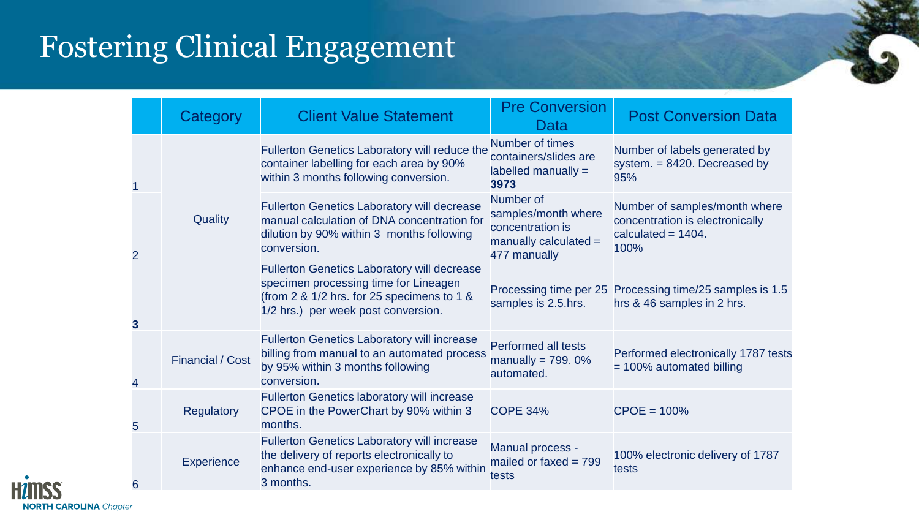# Fostering Clinical Engagement

| | Category | Client Value Statement | Pre Conversion Data | Post Conversion Data |
|---|---|---|---|---|
| 1 | Quality | Fullerton Genetics Laboratory will reduce the container labelling for each area by 90% within 3 months following conversion. | Number of times containers/slides are labelled manually = **3973** | Number of labels generated by system. = 8420. Decreased by 95% |
| 2 | | Fullerton Genetics Laboratory will decrease manual calculation of DNA concentration for dilution by 90% within 3 months following conversion. | Number of samples/month where concentration is manually calculated = 477 manually | Number of samples/month where concentration is electronically calculated = 1404. 100% |
| **3** | | Fullerton Genetics Laboratory will decrease specimen processing time for Lineagen (from 2 & 1/2 hrs. for 25 specimens to 1 & 1/2 hrs.) per week post conversion. | Processing time per 25 samples is 2.5.hrs. | Processing time/25 samples is 1.5 hrs & 46 samples in 2 hrs. |
| 4 | Financial / Cost | Fullerton Genetics Laboratory will increase billing from manual to an automated process by 95% within 3 months following conversion. | Performed all tests manually = 799. 0% automated. | Performed electronically 1787 tests = 100% automated billing |
| 5 | Regulatory | Fullerton Genetics laboratory will increase CPOE in the PowerChart by 90% within 3 months. | COPE 34% | CPOE = 100% |
| 6 | Experience | Fullerton Genetics Laboratory will increase the delivery of reports electronically to enhance end-user experience by 85% within 3 months. | Manual process - mailed or faxed = 799 tests | 100% electronic delivery of 1787 tests |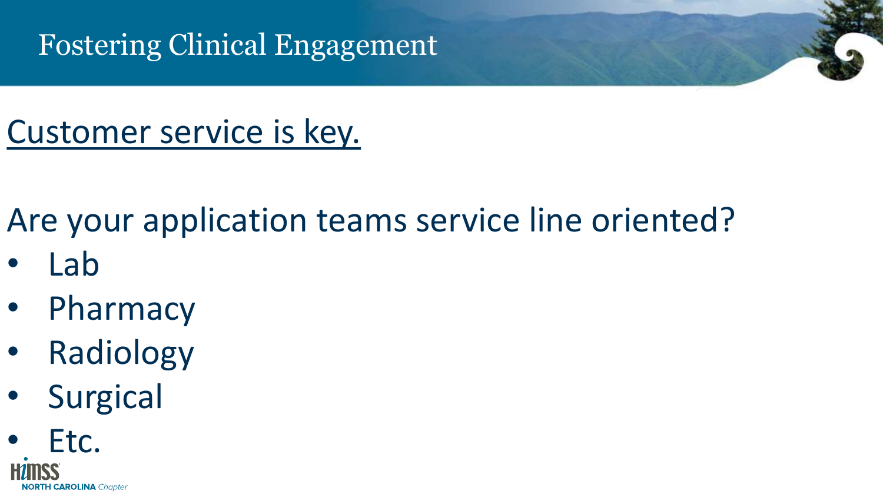# Fostering Clinical Engagement

<u>Customer service is key.</u>

Are your application teams service line oriented?

- Lab
- Pharmacy
- Radiology
- Surgical
- Etc.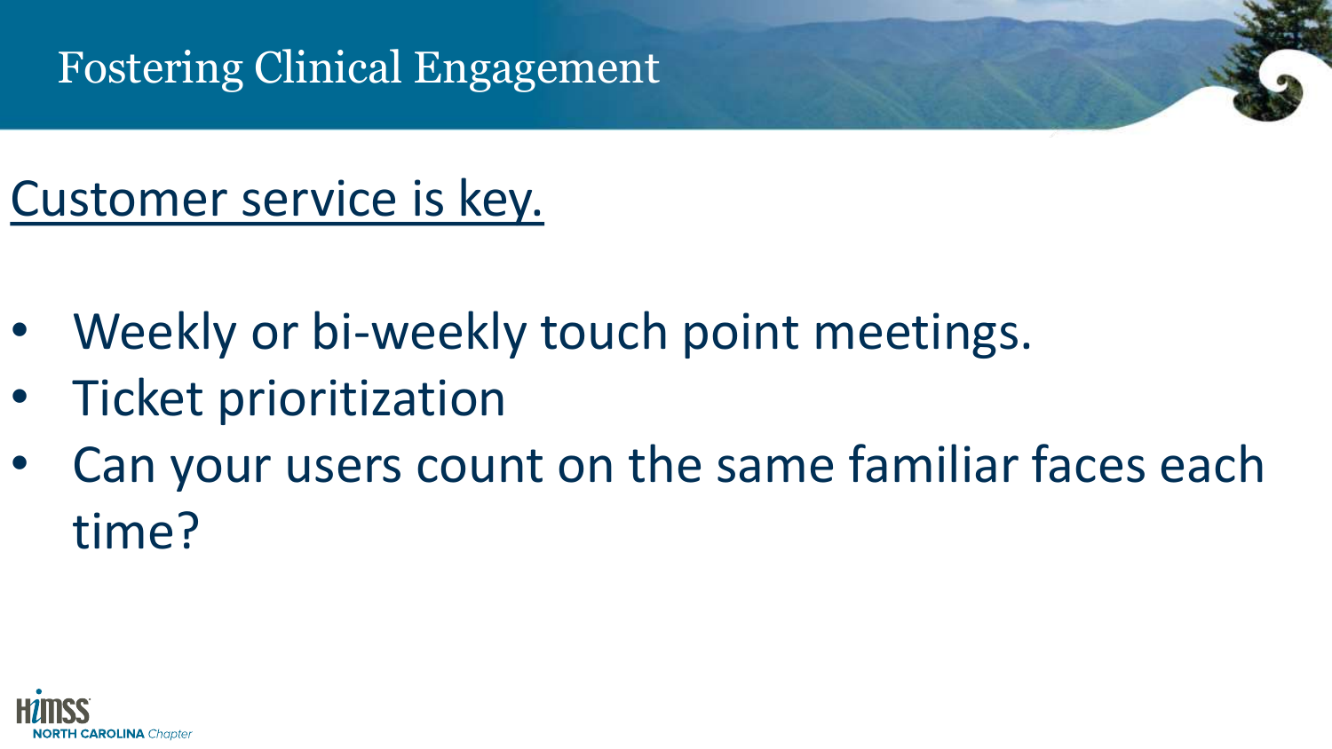# Fostering Clinical Engagement

<u>Customer service is key.</u>

- Weekly or bi-weekly touch point meetings.
- Ticket prioritization
- Can your users count on the same familiar faces each time?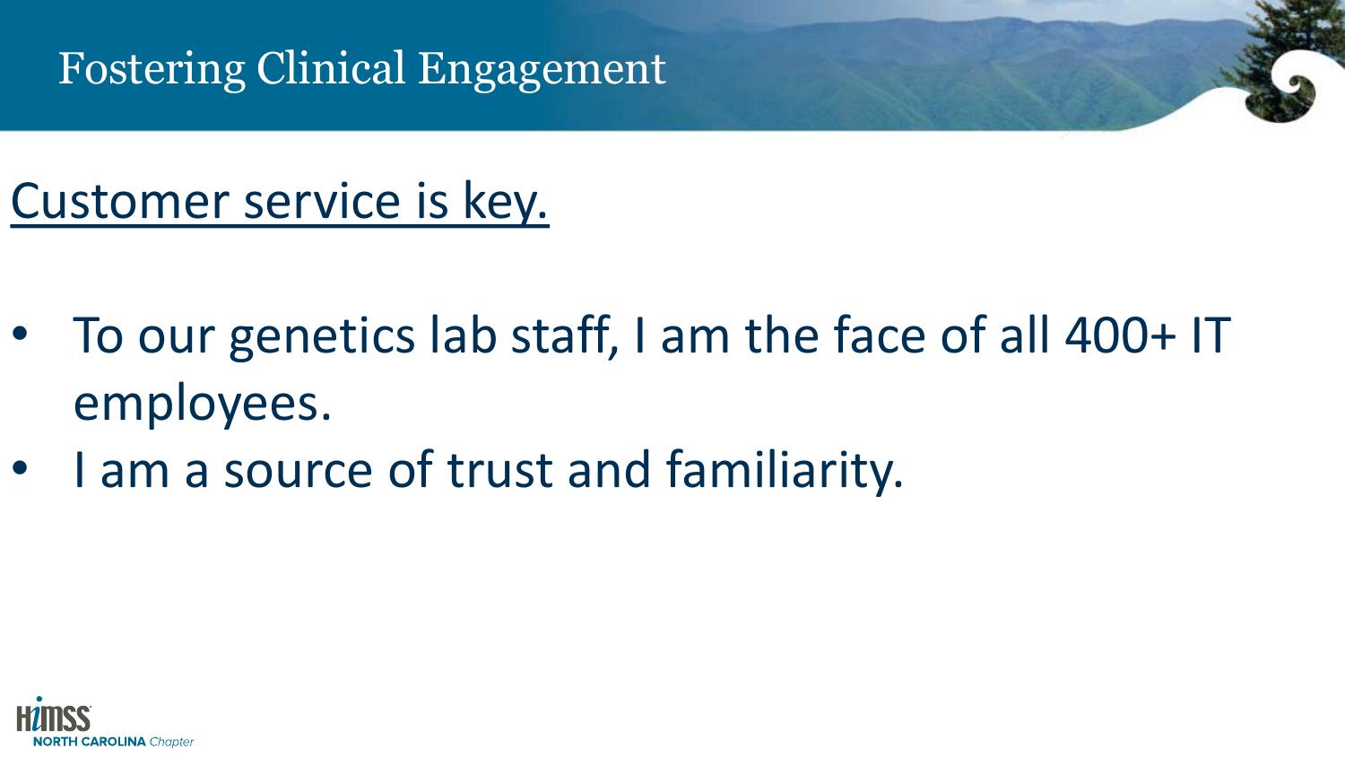# Fostering Clinical Engagement

## Customer service is key.

- To our genetics lab staff, I am the face of all 400+ IT employees.
- I am a source of trust and familiarity.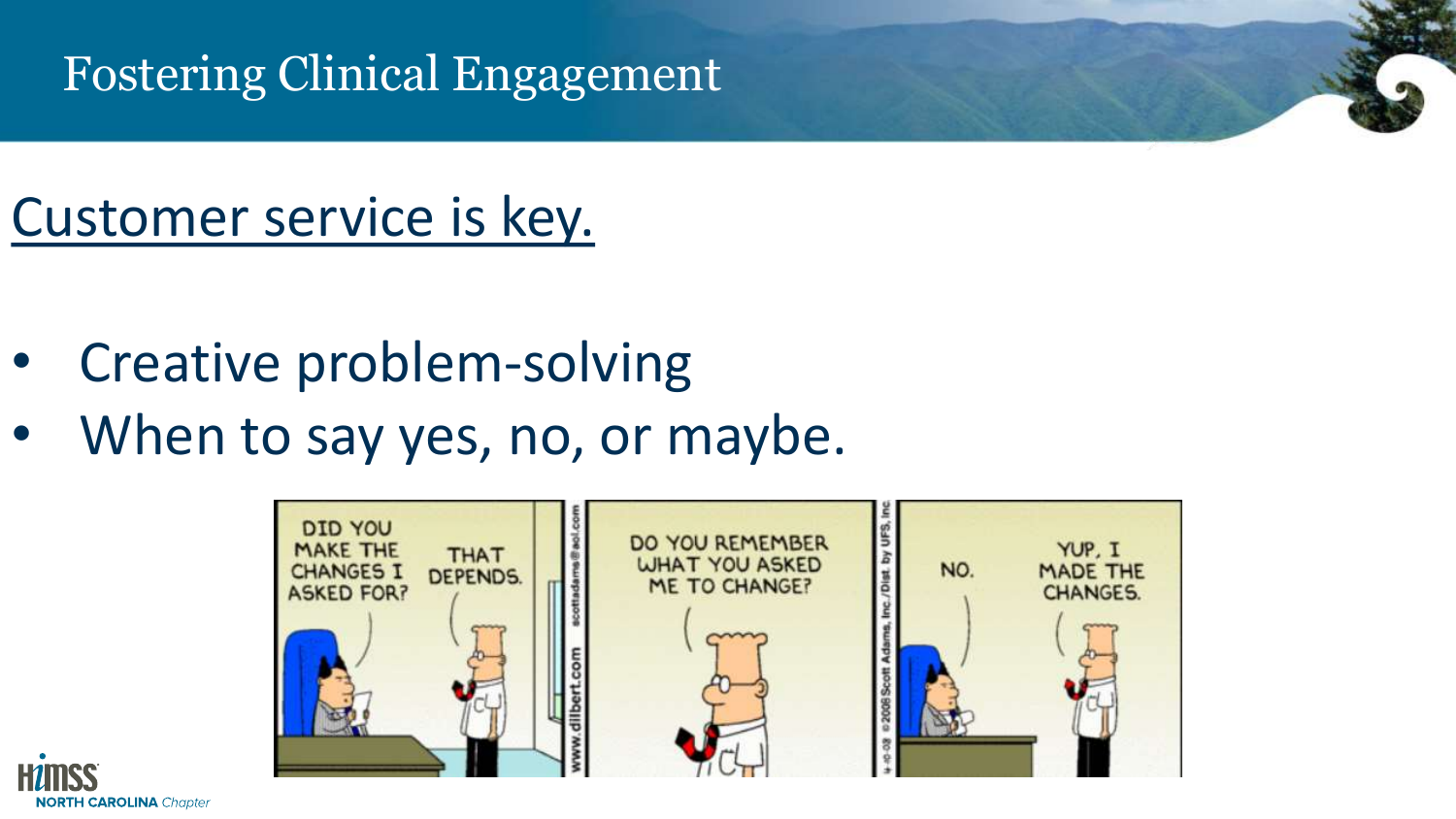# Fostering Clinical Engagement

## Customer service is key.

- Creative problem-solving
- When to say yes, no, or maybe.

DID YOU MAKE THE CHANGES I ASKED FOR? THAT DEPENDS.

DO YOU REMEMBER WHAT YOU ASKED ME TO CHANGE?

NO. YUP, I MADE THE CHANGES.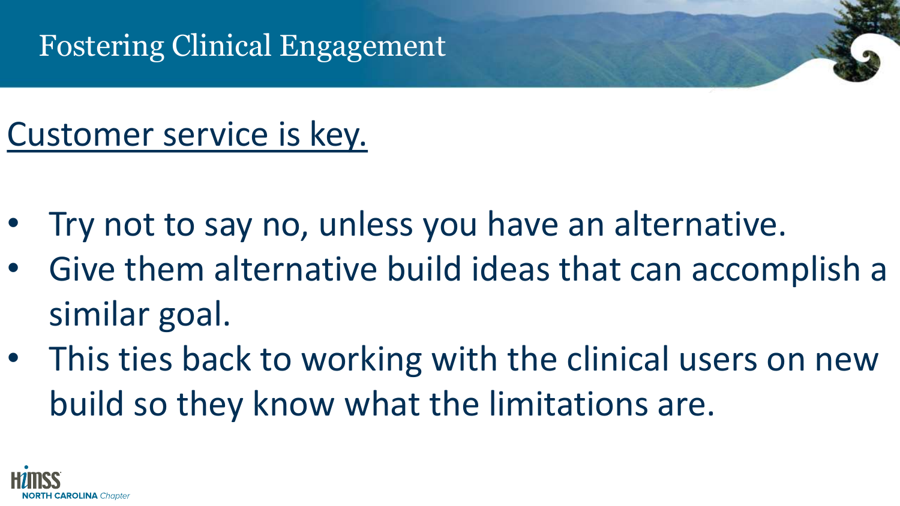# Fostering Clinical Engagement

Customer service is key.

- Try not to say no, unless you have an alternative.
- Give them alternative build ideas that can accomplish a similar goal.
- This ties back to working with the clinical users on new build so they know what the limitations are.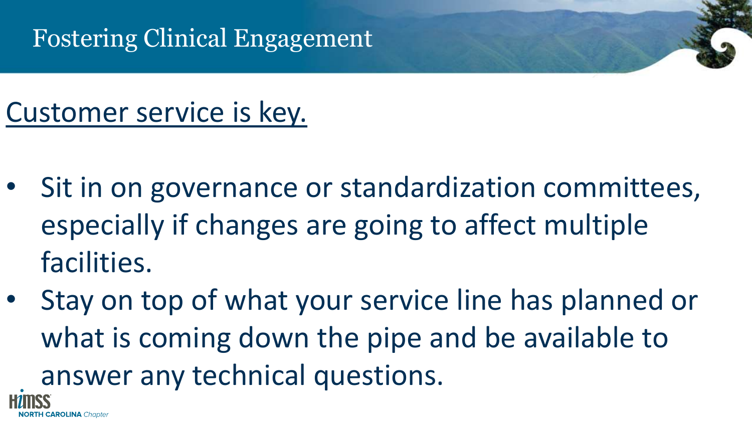# Fostering Clinical Engagement

<u>Customer service is key.</u>

- Sit in on governance or standardization committees, especially if changes are going to affect multiple facilities.
- Stay on top of what your service line has planned or what is coming down the pipe and be available to answer any technical questions.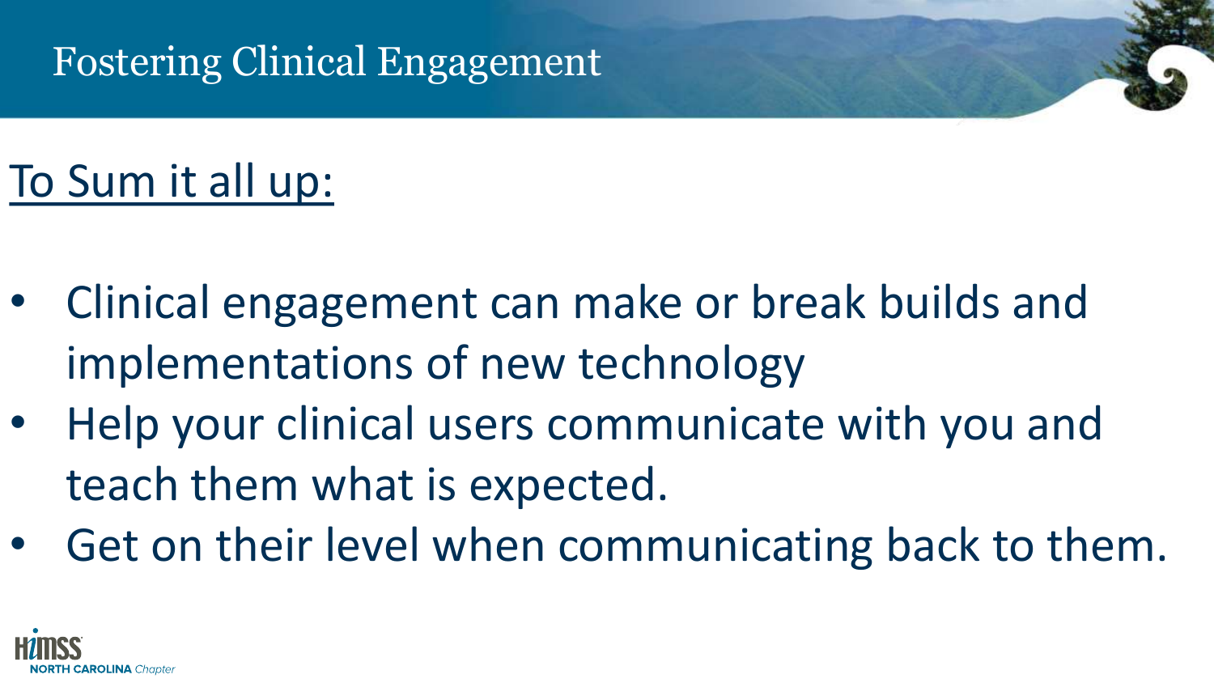# Fostering Clinical Engagement

## To Sum it all up:

- Clinical engagement can make or break builds and implementations of new technology
- Help your clinical users communicate with you and teach them what is expected.
- Get on their level when communicating back to them.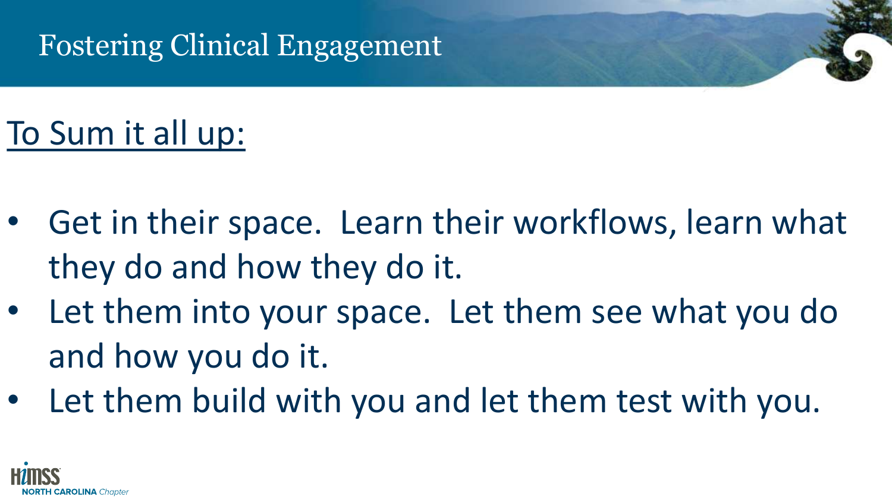# Fostering Clinical Engagement

## To Sum it all up:

- Get in their space. Learn their workflows, learn what they do and how they do it.
- Let them into your space. Let them see what you do and how you do it.
- Let them build with you and let them test with you.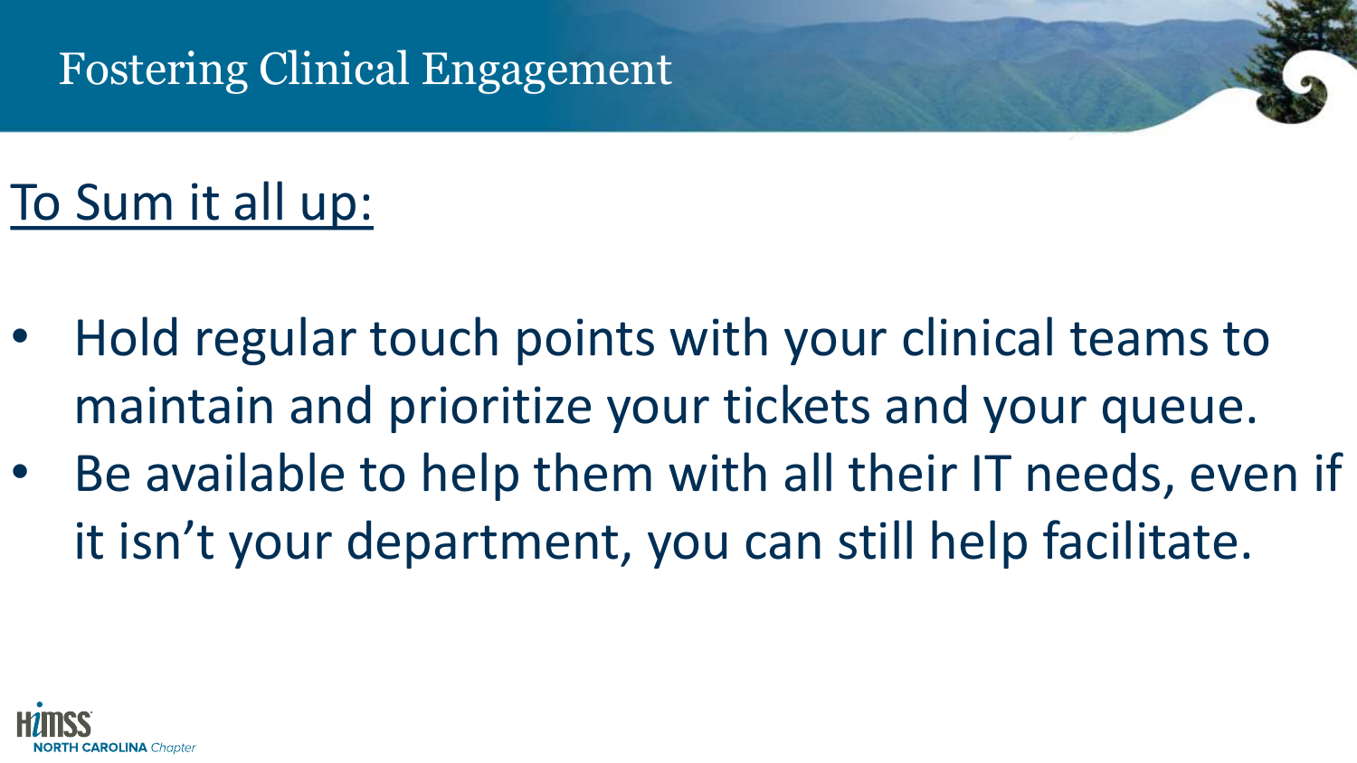# Fostering Clinical Engagement

## To Sum it all up:

- Hold regular touch points with your clinical teams to maintain and prioritize your tickets and your queue.
- Be available to help them with all their IT needs, even if it isn't your department, you can still help facilitate.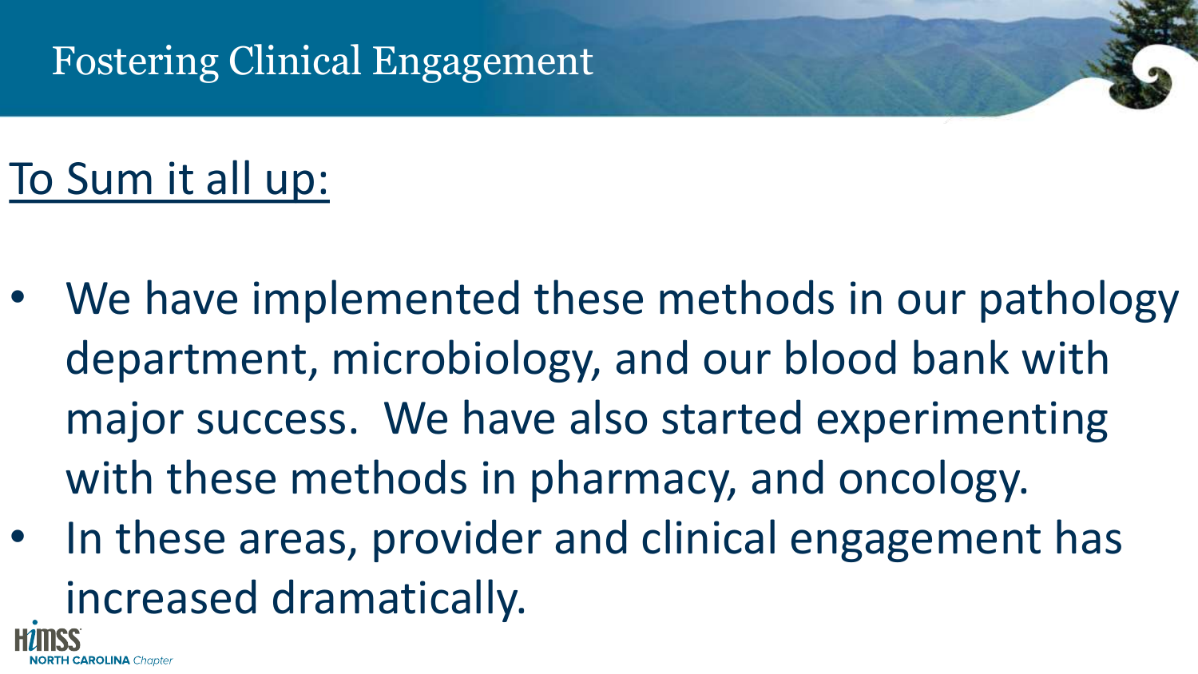# Fostering Clinical Engagement

<u>To Sum it all up:</u>

- We have implemented these methods in our pathology department, microbiology, and our blood bank with major success. We have also started experimenting with these methods in pharmacy, and oncology.
- In these areas, provider and clinical engagement has increased dramatically.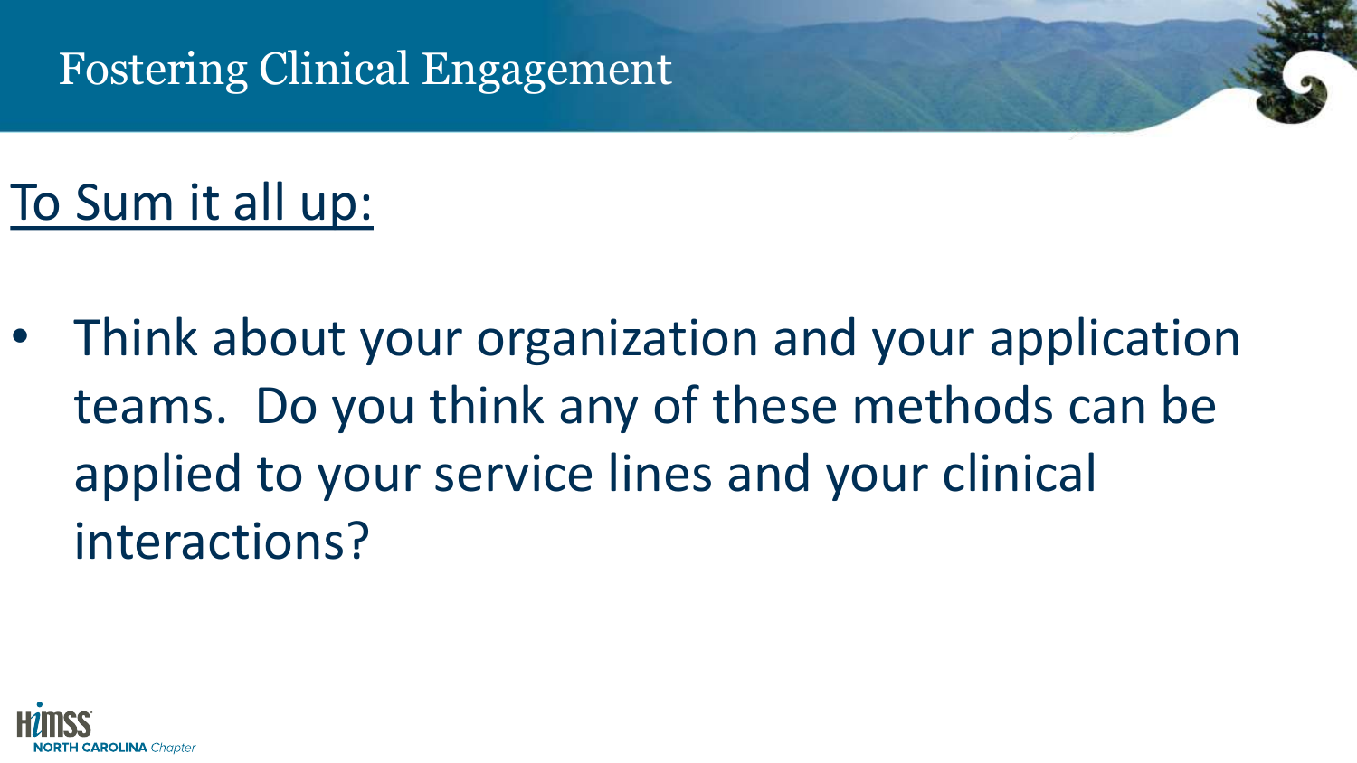# Fostering Clinical Engagement

## To Sum it all up:

- Think about your organization and your application teams. Do you think any of these methods can be applied to your service lines and your clinical interactions?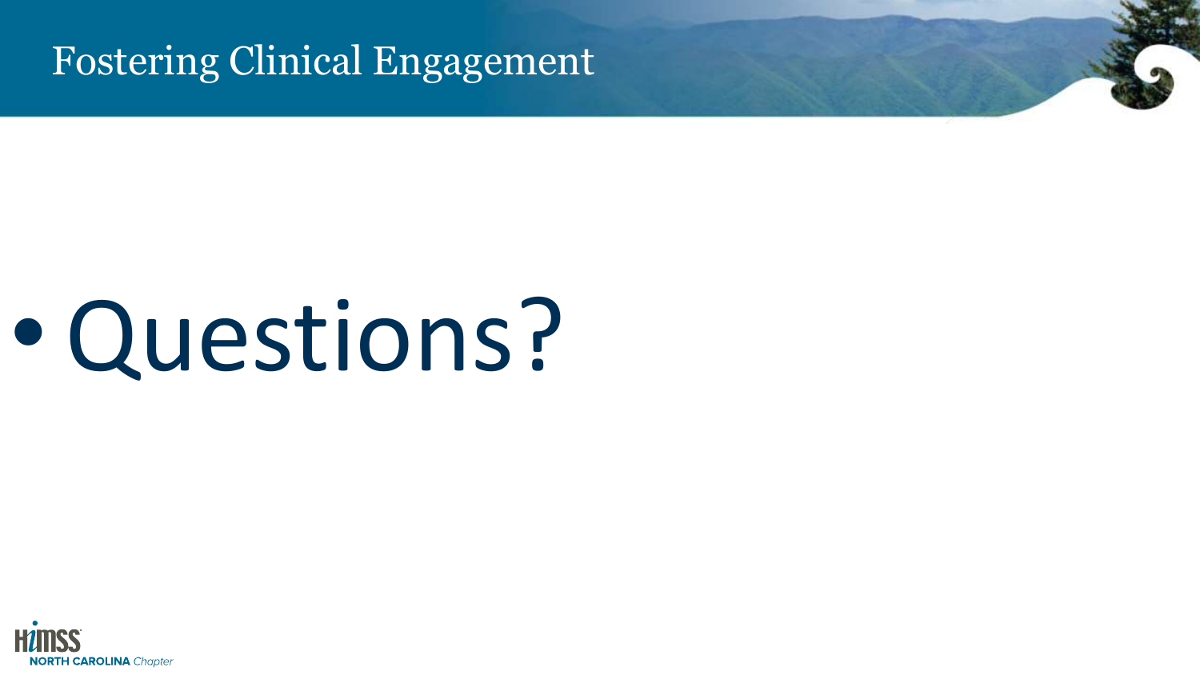# Fostering Clinical Engagement

- Questions?